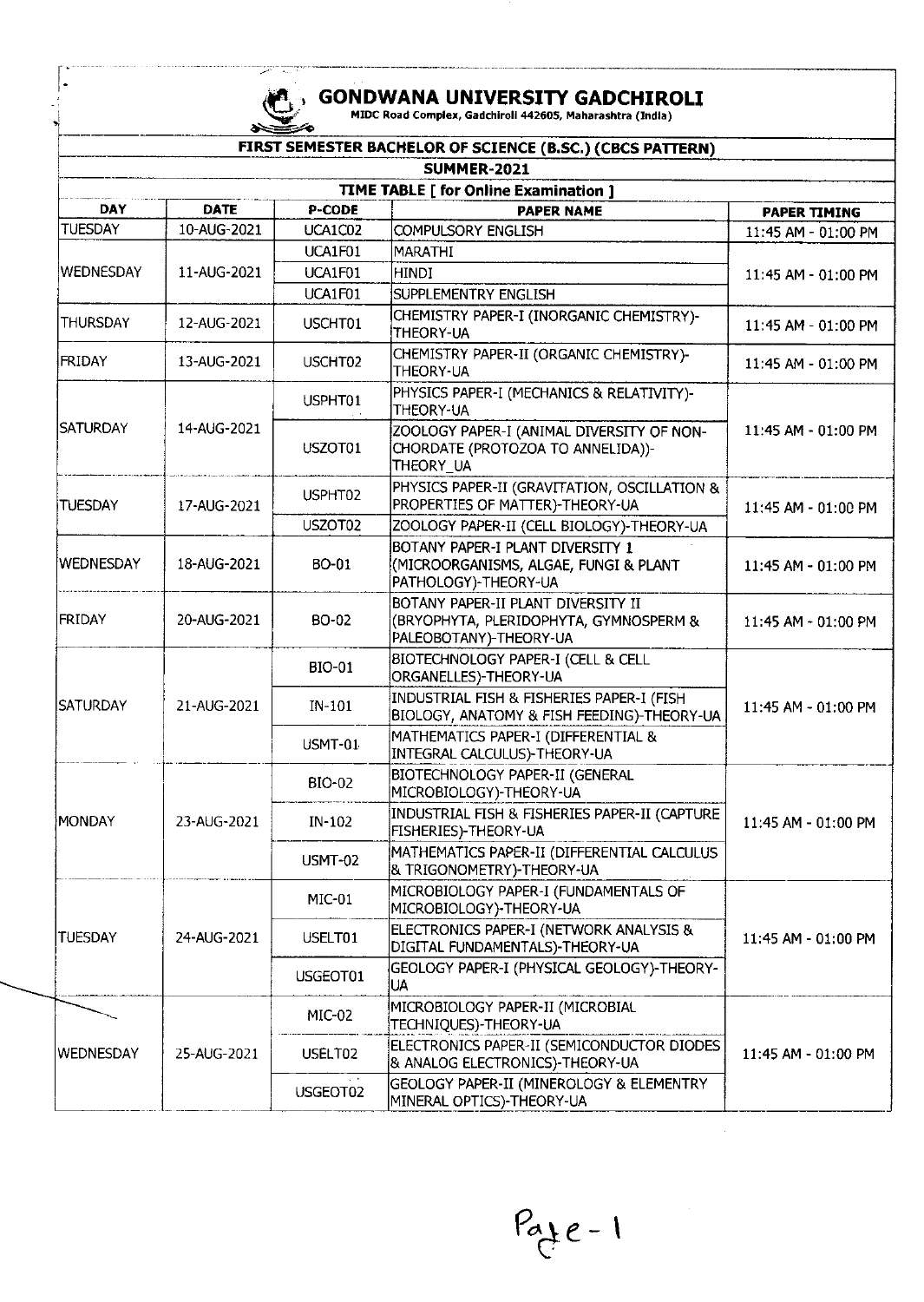# GONDWANA UNIVERSITY GADCHIROLI

MIDC Road Complex, Gadchiroli 442605, Maharashtra (India)

## FIRST SEMESTER BACHELOR OF SCIENCE (B.SC.) (CBCS PATTERN)

### SUMMER-2021

### TIME TABLE [ for Online Examination ]

| DAY | DATE | P-CODE | PAPER NAME | PAPER TIMING |
|---|---|---|---|---|
| TUESDAY | 10-AUG-2021 | UCA1C02 | COMPULSORY ENGLISH | 11:45 AM - 01:00 PM |
| WEDNESDAY | 11-AUG-2021 | UCA1F01 | MARATHI | 11:45 AM - 01:00 PM |
| | | UCA1F01 | HINDI | |
| | | UCA1F01 | SUPPLEMENTRY ENGLISH | |
| THURSDAY | 12-AUG-2021 | USCHT01 | CHEMISTRY PAPER-I (INORGANIC CHEMISTRY)-THEORY-UA | 11:45 AM - 01:00 PM |
| FRIDAY | 13-AUG-2021 | USCHT02 | CHEMISTRY PAPER-II (ORGANIC CHEMISTRY)-THEORY-UA | 11:45 AM - 01:00 PM |
| SATURDAY | 14-AUG-2021 | USPHT01 | PHYSICS PAPER-I (MECHANICS & RELATIVITY)-THEORY-UA | 11:45 AM - 01:00 PM |
| | | USZOT01 | ZOOLOGY PAPER-I (ANIMAL DIVERSITY OF NON-CHORDATE (PROTOZOA TO ANNELIDA))-THEORY_UA | |
| TUESDAY | 17-AUG-2021 | USPHT02 | PHYSICS PAPER-II (GRAVITATION, OSCILLATION & PROPERTIES OF MATTER)-THEORY-UA | 11:45 AM - 01:00 PM |
| | | USZOT02 | ZOOLOGY PAPER-II (CELL BIOLOGY)-THEORY-UA | |
| WEDNESDAY | 18-AUG-2021 | BO-01 | BOTANY PAPER-I PLANT DIVERSITY 1 (MICROORGANISMS, ALGAE, FUNGI & PLANT PATHOLOGY)-THEORY-UA | 11:45 AM - 01:00 PM |
| FRIDAY | 20-AUG-2021 | BO-02 | BOTANY PAPER-II PLANT DIVERSITY II (BRYOPHYTA, PLERIDOPHYTA, GYMNOSPERM & PALEOBOTANY)-THEORY-UA | 11:45 AM - 01:00 PM |
| SATURDAY | 21-AUG-2021 | BIO-01 | BIOTECHNOLOGY PAPER-I (CELL & CELL ORGANELLES)-THEORY-UA | 11:45 AM - 01:00 PM |
| | | IN-101 | INDUSTRIAL FISH & FISHERIES PAPER-I (FISH BIOLOGY, ANATOMY & FISH FEEDING)-THEORY-UA | |
| | | USMT-01 | MATHEMATICS PAPER-I (DIFFERENTIAL & INTEGRAL CALCULUS)-THEORY-UA | |
| MONDAY | 23-AUG-2021 | BIO-02 | BIOTECHNOLOGY PAPER-II (GENERAL MICROBIOLOGY)-THEORY-UA | 11:45 AM - 01:00 PM |
| | | IN-102 | INDUSTRIAL FISH & FISHERIES PAPER-II (CAPTURE FISHERIES)-THEORY-UA | |
| | | USMT-02 | MATHEMATICS PAPER-II (DIFFERENTIAL CALCULUS & TRIGONOMETRY)-THEORY-UA | |
| TUESDAY | 24-AUG-2021 | MIC-01 | MICROBIOLOGY PAPER-I (FUNDAMENTALS OF MICROBIOLOGY)-THEORY-UA | 11:45 AM - 01:00 PM |
| | | USELT01 | ELECTRONICS PAPER-I (NETWORK ANALYSIS & DIGITAL FUNDAMENTALS)-THEORY-UA | |
| | | USGEOT01 | GEOLOGY PAPER-I (PHYSICAL GEOLOGY)-THEORY-UA | |
| WEDNESDAY | 25-AUG-2021 | MIC-02 | MICROBIOLOGY PAPER-II (MICROBIAL TECHNIQUES)-THEORY-UA | 11:45 AM - 01:00 PM |
| | | USELT02 | ELECTRONICS PAPER-II (SEMICONDUCTOR DIODES & ANALOG ELECTRONICS)-THEORY-UA | |
| | | USGEOT02 | GEOLOGY PAPER-II (MINEROLOGY & ELEMENTRY MINERAL OPTICS)-THEORY-UA | |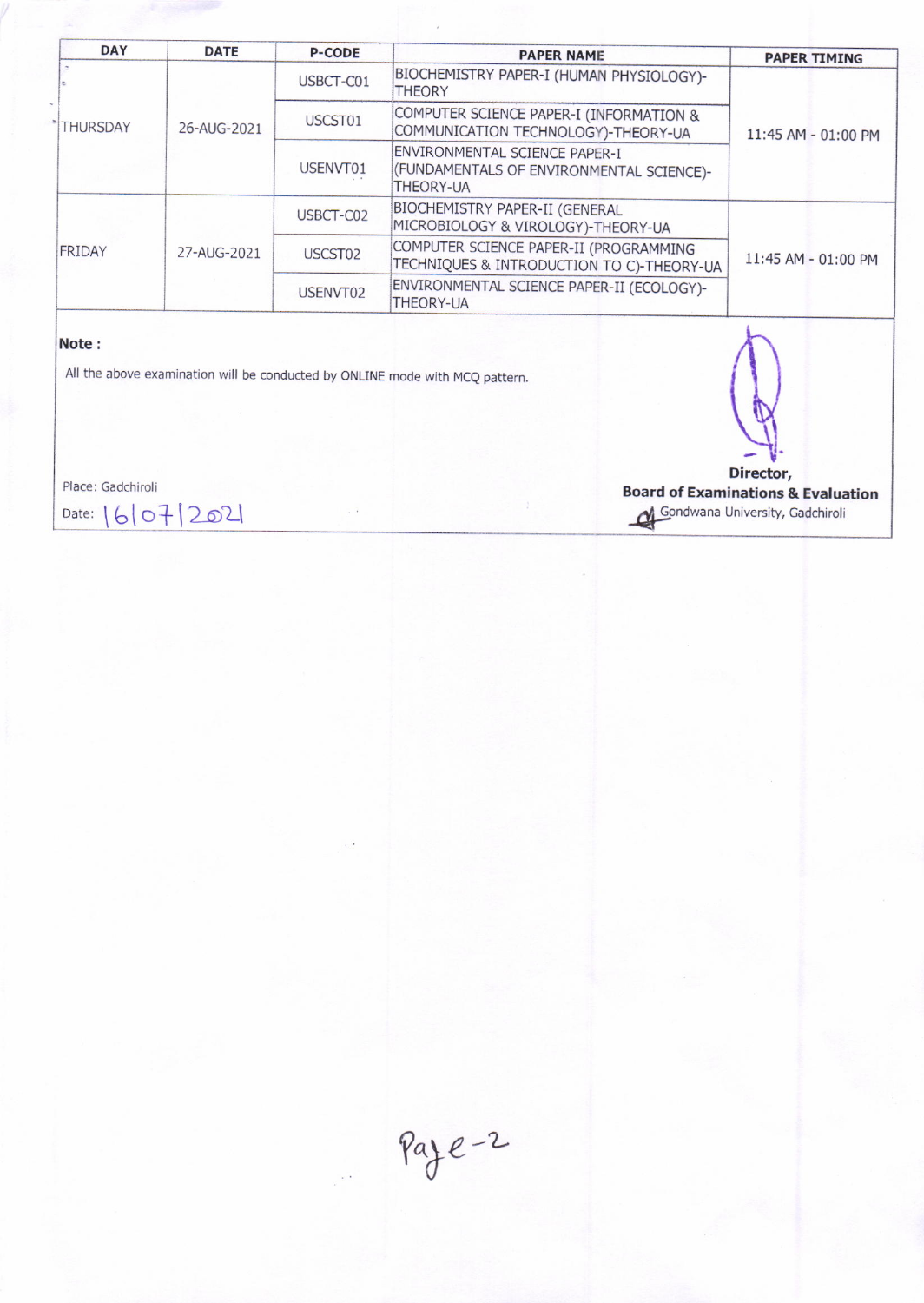| DAY | DATE | P-CODE | PAPER NAME | PAPER TIMING |
|---|---|---|---|---|
| THURSDAY | 26-AUG-2021 | USBCT-C01 | BIOCHEMISTRY PAPER-I (HUMAN PHYSIOLOGY)-THEORY | 11:45 AM - 01:00 PM |
| | | USCST01 | COMPUTER SCIENCE PAPER-I (INFORMATION & COMMUNICATION TECHNOLOGY)-THEORY-UA | |
| | | USENVT01 | ENVIRONMENTAL SCIENCE PAPER-I (FUNDAMENTALS OF ENVIRONMENTAL SCIENCE)-THEORY-UA | |
| FRIDAY | 27-AUG-2021 | USBCT-C02 | BIOCHEMISTRY PAPER-II (GENERAL MICROBIOLOGY & VIROLOGY)-THEORY-UA | 11:45 AM - 01:00 PM |
| | | USCST02 | COMPUTER SCIENCE PAPER-II (PROGRAMMING TECHNIQUES & INTRODUCTION TO C)-THEORY-UA | |
| | | USENVT02 | ENVIRONMENTAL SCIENCE PAPER-II (ECOLOGY)-THEORY-UA | |

**Note :**

All the above examination will be conducted by ONLINE mode with MCQ pattern.

Place: Gadchiroli

Date: 16/07/2021

**Director,**
**Board of Examinations & Evaluation**
Gondwana University, Gadchiroli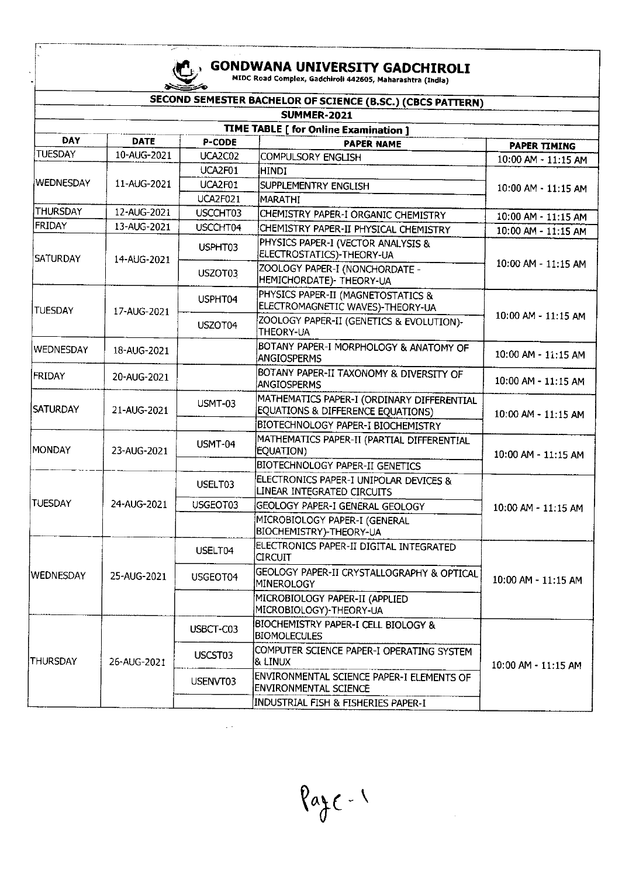# GONDWANA UNIVERSITY GADCHIROLI

MIDC Road Complex, Gadchiroli 442605, Maharashtra (India)

## SECOND SEMESTER BACHELOR OF SCIENCE (B.SC.) (CBCS PATTERN)

### SUMMER-2021

### TIME TABLE [ for Online Examination ]

| DAY | DATE | P-CODE | PAPER NAME | PAPER TIMING |
|---|---|---|---|---|
| TUESDAY | 10-AUG-2021 | UCA2C02 | COMPULSORY ENGLISH | 10:00 AM - 11:15 AM |
| WEDNESDAY | 11-AUG-2021 | UCA2F01 | HINDI | 10:00 AM - 11:15 AM |
| | | UCA2F01 | SUPPLEMENTRY ENGLISH | |
| | | UCA2F021 | MARATHI | |
| THURSDAY | 12-AUG-2021 | USCCHT03 | CHEMISTRY PAPER-I ORGANIC CHEMISTRY | 10:00 AM - 11:15 AM |
| FRIDAY | 13-AUG-2021 | USCCHT04 | CHEMISTRY PAPER-II PHYSICAL CHEMISTRY | 10:00 AM - 11:15 AM |
| SATURDAY | 14-AUG-2021 | USPHT03 | PHYSICS PAPER-I (VECTOR ANALYSIS & ELECTROSTATICS)-THEORY-UA | 10:00 AM - 11:15 AM |
| | | USZOT03 | ZOOLOGY PAPER-I (NONCHORDATE - HEMICHORDATE)- THEORY-UA | |
| TUESDAY | 17-AUG-2021 | USPHT04 | PHYSICS PAPER-II (MAGNETOSTATICS & ELECTROMAGNETIC WAVES)-THEORY-UA | 10:00 AM - 11:15 AM |
| | | USZOT04 | ZOOLOGY PAPER-II (GENETICS & EVOLUTION)-THEORY-UA | |
| WEDNESDAY | 18-AUG-2021 | | BOTANY PAPER-I MORPHOLOGY & ANATOMY OF ANGIOSPERMS | 10:00 AM - 11:15 AM |
| FRIDAY | 20-AUG-2021 | | BOTANY PAPER-II TAXONOMY & DIVERSITY OF ANGIOSPERMS | 10:00 AM - 11:15 AM |
| SATURDAY | 21-AUG-2021 | USMT-03 | MATHEMATICS PAPER-I (ORDINARY DIFFERENTIAL EQUATIONS & DIFFERENCE EQUATIONS) | 10:00 AM - 11:15 AM |
| | | | BIOTECHNOLOGY PAPER-I BIOCHEMISTRY | |
| MONDAY | 23-AUG-2021 | USMT-04 | MATHEMATICS PAPER-II (PARTIAL DIFFERENTIAL EQUATION) | 10:00 AM - 11:15 AM |
| | | | BIOTECHNOLOGY PAPER-II GENETICS | |
| TUESDAY | 24-AUG-2021 | USELT03 | ELECTRONICS PAPER-I UNIPOLAR DEVICES & LINEAR INTEGRATED CIRCUITS | 10:00 AM - 11:15 AM |
| | | USGEOT03 | GEOLOGY PAPER-I GENERAL GEOLOGY | |
| | | | MICROBIOLOGY PAPER-I (GENERAL BIOCHEMISTRY)-THEORY-UA | |
| WEDNESDAY | 25-AUG-2021 | USELT04 | ELECTRONICS PAPER-II DIGITAL INTEGRATED CIRCUIT | 10:00 AM - 11:15 AM |
| | | USGEOT04 | GEOLOGY PAPER-II CRYSTALLOGRAPHY & OPTICAL MINEROLOGY | |
| | | | MICROBIOLOGY PAPER-II (APPLIED MICROBIOLOGY)-THEORY-UA | |
| THURSDAY | 26-AUG-2021 | USBCT-C03 | BIOCHEMISTRY PAPER-I CELL BIOLOGY & BIOMOLECULES | 10:00 AM - 11:15 AM |
| | | USCST03 | COMPUTER SCIENCE PAPER-I OPERATING SYSTEM & LINUX | |
| | | USENVT03 | ENVIRONMENTAL SCIENCE PAPER-I ELEMENTS OF ENVIRONMENTAL SCIENCE | |
| | | | INDUSTRIAL FISH & FISHERIES PAPER-I | |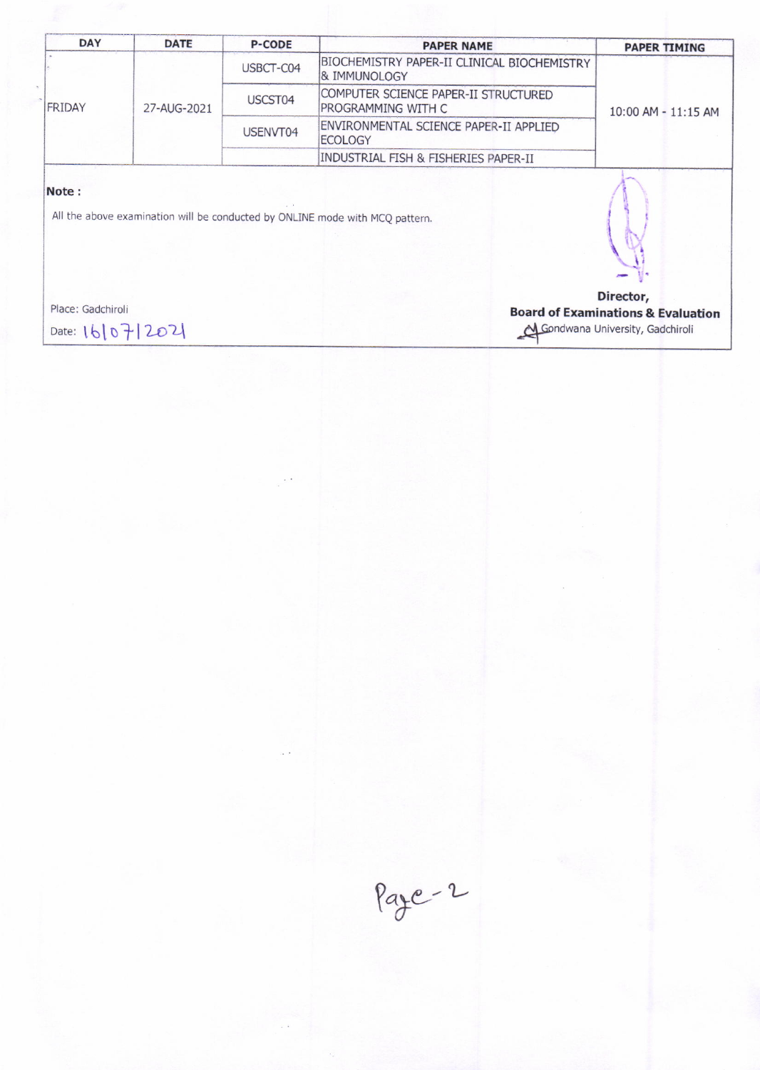| DAY | DATE | P-CODE | PAPER NAME | PAPER TIMING |
| --- | --- | --- | --- | --- |
| FRIDAY | 27-AUG-2021 | USBCT-C04 | BIOCHEMISTRY PAPER-II CLINICAL BIOCHEMISTRY & IMMUNOLOGY | 10:00 AM - 11:15 AM |
| | | USCST04 | COMPUTER SCIENCE PAPER-II STRUCTURED PROGRAMMING WITH C | |
| | | USENVT04 | ENVIRONMENTAL SCIENCE PAPER-II APPLIED ECOLOGY | |
| | | | INDUSTRIAL FISH & FISHERIES PAPER-II | |

**Note :**

All the above examination will be conducted by ONLINE mode with MCQ pattern.

Place: Gadchiroli

Date: 16/07/2021

**Director,**
**Board of Examinations & Evaluation**
Gondwana University, Gadchiroli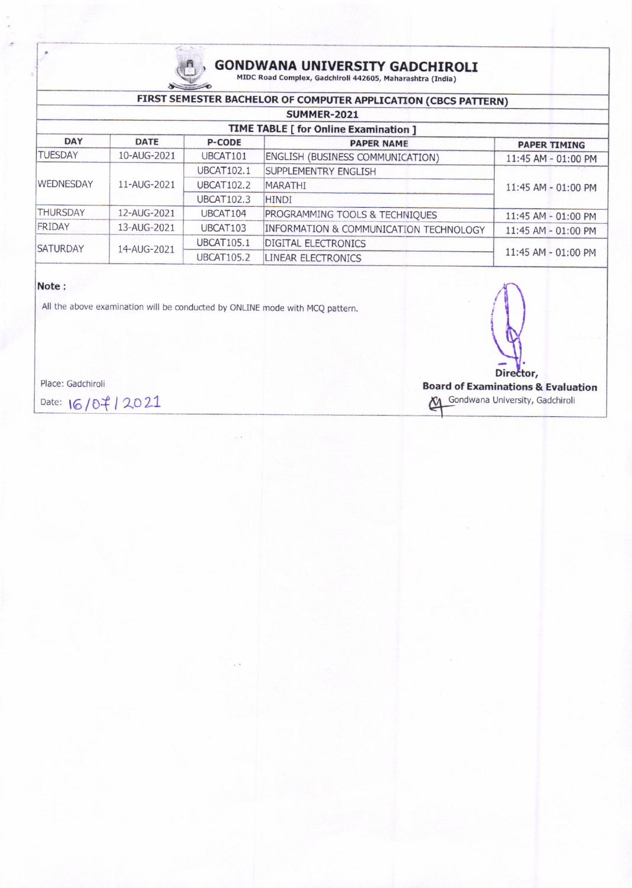# GONDWANA UNIVERSITY GADCHIROLI

MIDC Road Complex, Gadchiroli 442605, Maharashtra (India)

## FIRST SEMESTER BACHELOR OF COMPUTER APPLICATION (CBCS PATTERN)

### SUMMER-2021

### TIME TABLE [ for Online Examination ]

| DAY | DATE | P-CODE | PAPER NAME | PAPER TIMING |
|---|---|---|---|---|
| TUESDAY | 10-AUG-2021 | UBCAT101 | ENGLISH (BUSINESS COMMUNICATION) | 11:45 AM - 01:00 PM |
| WEDNESDAY | 11-AUG-2021 | UBCAT102.1 | SUPPLEMENTRY ENGLISH | 11:45 AM - 01:00 PM |
| | | UBCAT102.2 | MARATHI | |
| | | UBCAT102.3 | HINDI | |
| THURSDAY | 12-AUG-2021 | UBCAT104 | PROGRAMMING TOOLS & TECHNIQUES | 11:45 AM - 01:00 PM |
| FRIDAY | 13-AUG-2021 | UBCAT103 | INFORMATION & COMMUNICATION TECHNOLOGY | 11:45 AM - 01:00 PM |
| SATURDAY | 14-AUG-2021 | UBCAT105.1 | DIGITAL ELECTRONICS | 11:45 AM - 01:00 PM |
| | | UBCAT105.2 | LINEAR ELECTRONICS | |

**Note :**

All the above examination will be conducted by ONLINE mode with MCQ pattern.

Place: Gadchiroli

Date: 16/07/2021

**Director,**
**Board of Examinations & Evaluation**
Gondwana University, Gadchiroli